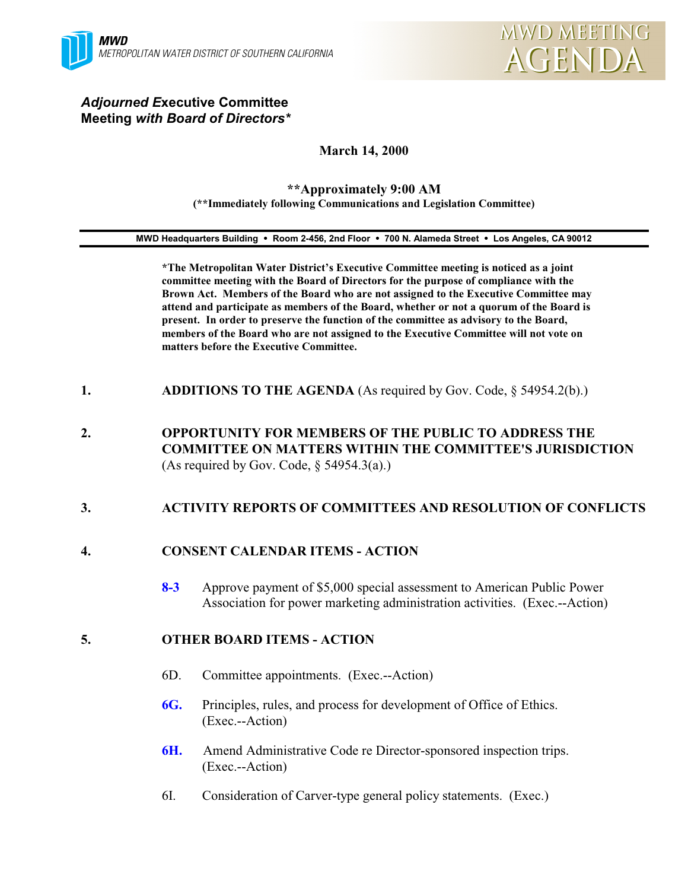**MWD**
*METROPOLITAN WATER DISTRICT OF SOUTHERN CALIFORNIA*

**MWD MEETING AGENDA**

## *Adjourned E*xecutive Committee Meeting *with Board of Directors**

**March 14, 2000**

**\*\*Approximately 9:00 AM**
**(\*\*Immediately following Communications and Legislation Committee)**

**MWD Headquarters Building • Room 2-456, 2nd Floor • 700 N. Alameda Street • Los Angeles, CA 90012**

**\*The Metropolitan Water District's Executive Committee meeting is noticed as a joint committee meeting with the Board of Directors for the purpose of compliance with the Brown Act. Members of the Board who are not assigned to the Executive Committee may attend and participate as members of the Board, whether or not a quorum of the Board is present. In order to preserve the function of the committee as advisory to the Board, members of the Board who are not assigned to the Executive Committee will not vote on matters before the Executive Committee.**

1. **ADDITIONS TO THE AGENDA** (As required by Gov. Code, § 54954.2(b).)

2. **OPPORTUNITY FOR MEMBERS OF THE PUBLIC TO ADDRESS THE COMMITTEE ON MATTERS WITHIN THE COMMITTEE'S JURISDICTION** (As required by Gov. Code, § 54954.3(a).)

3. **ACTIVITY REPORTS OF COMMITTEES AND RESOLUTION OF CONFLICTS**

4. **CONSENT CALENDAR ITEMS - ACTION**

   **8-3** Approve payment of $5,000 special assessment to American Public Power Association for power marketing administration activities. (Exec.--Action)

5. **OTHER BOARD ITEMS - ACTION**

   6D. Committee appointments. (Exec.--Action)

   **6G.** Principles, rules, and process for development of Office of Ethics. (Exec.--Action)

   **6H.** Amend Administrative Code re Director-sponsored inspection trips. (Exec.--Action)

   6I. Consideration of Carver-type general policy statements. (Exec.)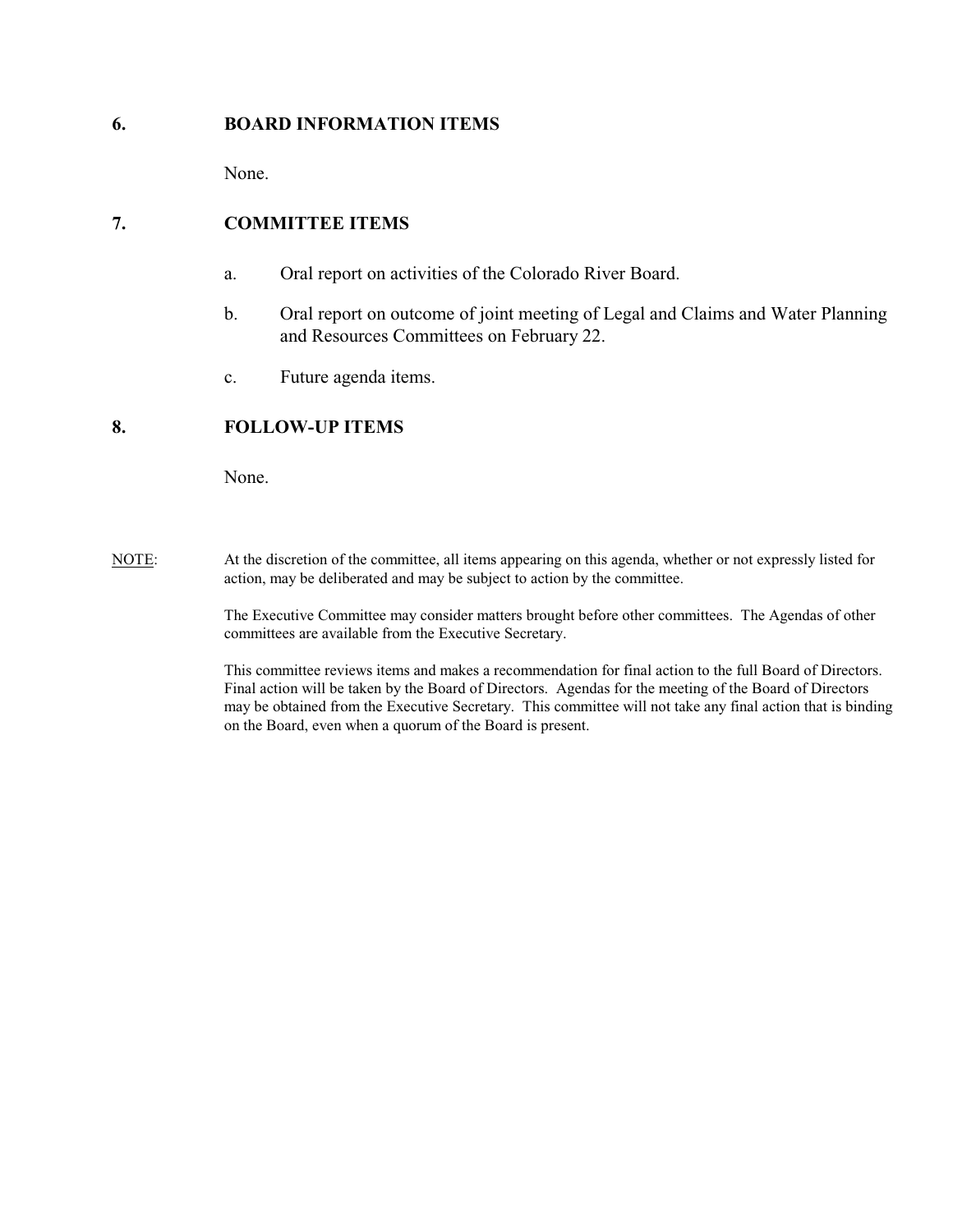## 6. BOARD INFORMATION ITEMS

None.

## 7. COMMITTEE ITEMS

a. Oral report on activities of the Colorado River Board.

b. Oral report on outcome of joint meeting of Legal and Claims and Water Planning and Resources Committees on February 22.

c. Future agenda items.

## 8. FOLLOW-UP ITEMS

None.

NOTE: At the discretion of the committee, all items appearing on this agenda, whether or not expressly listed for action, may be deliberated and may be subject to action by the committee.

The Executive Committee may consider matters brought before other committees. The Agendas of other committees are available from the Executive Secretary.

This committee reviews items and makes a recommendation for final action to the full Board of Directors. Final action will be taken by the Board of Directors. Agendas for the meeting of the Board of Directors may be obtained from the Executive Secretary. This committee will not take any final action that is binding on the Board, even when a quorum of the Board is present.